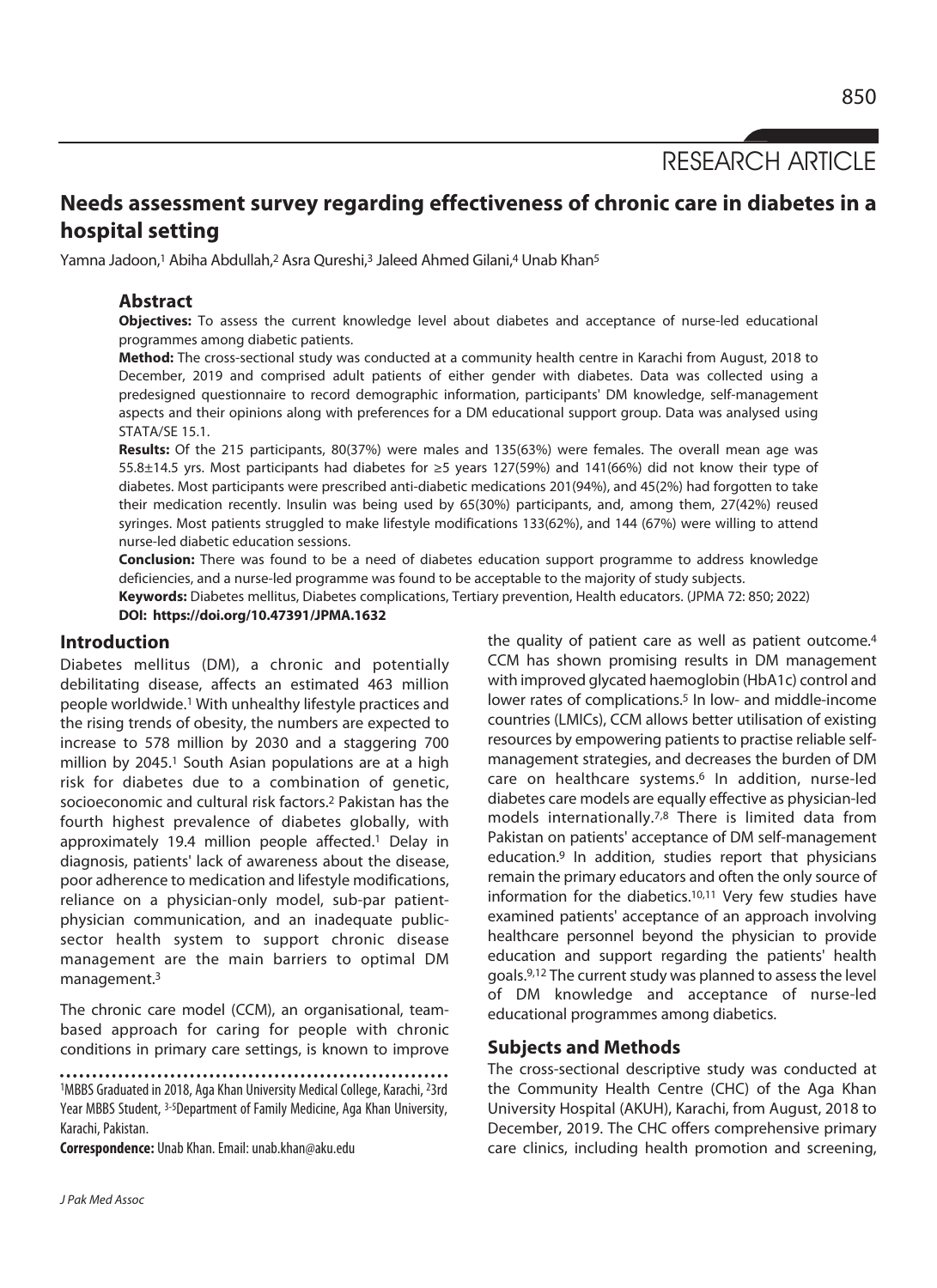RESEARCH ARTICLE

# Needs assessment survey regarding effectiveness of chronic care in diabetes in a hospital setting

Yamna Jadoon,[1] Abiha Abdullah,[2] Asra Qureshi,[3] Jaleed Ahmed Gilani,[4] Unab Khan[5]

## Abstract

**Objectives:** To assess the current knowledge level about diabetes and acceptance of nurse-led educational programmes among diabetic patients.

**Method:** The cross-sectional study was conducted at a community health centre in Karachi from August, 2018 to December, 2019 and comprised adult patients of either gender with diabetes. Data was collected using a predesigned questionnaire to record demographic information, participants' DM knowledge, self-management aspects and their opinions along with preferences for a DM educational support group. Data was analysed using STATA/SE 15.1.

**Results:** Of the 215 participants, 80(37%) were males and 135(63%) were females. The overall mean age was 55.8±14.5 yrs. Most participants had diabetes for ≥5 years 127(59%) and 141(66%) did not know their type of diabetes. Most participants were prescribed anti-diabetic medications 201(94%), and 45(2%) had forgotten to take their medication recently. Insulin was being used by 65(30%) participants, and, among them, 27(42%) reused syringes. Most patients struggled to make lifestyle modifications 133(62%), and 144 (67%) were willing to attend nurse-led diabetic education sessions.

**Conclusion:** There was found to be a need of diabetes education support programme to address knowledge deficiencies, and a nurse-led programme was found to be acceptable to the majority of study subjects.

**Keywords:** Diabetes mellitus, Diabetes complications, Tertiary prevention, Health educators. (JPMA 72: 850; 2022)

**DOI: https://doi.org/10.47391/JPMA.1632**

## Introduction

Diabetes mellitus (DM), a chronic and potentially debilitating disease, affects an estimated 463 million people worldwide.[1] With unhealthy lifestyle practices and the rising trends of obesity, the numbers are expected to increase to 578 million by 2030 and a staggering 700 million by 2045.[1] South Asian populations are at a high risk for diabetes due to a combination of genetic, socioeconomic and cultural risk factors.[2] Pakistan has the fourth highest prevalence of diabetes globally, with approximately 19.4 million people affected.[1] Delay in diagnosis, patients' lack of awareness about the disease, poor adherence to medication and lifestyle modifications, reliance on a physician-only model, sub-par patient-physician communication, and an inadequate public-sector health system to support chronic disease management are the main barriers to optimal DM management.[3]

The chronic care model (CCM), an organisational, team-based approach for caring for people with chronic conditions in primary care settings, is known to improve the quality of patient care as well as patient outcome.[4] CCM has shown promising results in DM management with improved glycated haemoglobin (HbA1c) control and lower rates of complications.[5] In low- and middle-income countries (LMICs), CCM allows better utilisation of existing resources by empowering patients to practise reliable self-management strategies, and decreases the burden of DM care on healthcare systems.[6] In addition, nurse-led diabetes care models are equally effective as physician-led models internationally.[7,8] There is limited data from Pakistan on patients' acceptance of DM self-management education.[9] In addition, studies report that physicians remain the primary educators and often the only source of information for the diabetics.[10,11] Very few studies have examined patients' acceptance of an approach involving healthcare personnel beyond the physician to provide education and support regarding the patients' health goals.[9,12] The current study was planned to assess the level of DM knowledge and acceptance of nurse-led educational programmes among diabetics.

## Subjects and Methods

The cross-sectional descriptive study was conducted at the Community Health Centre (CHC) of the Aga Khan University Hospital (AKUH), Karachi, from August, 2018 to December, 2019. The CHC offers comprehensive primary care clinics, including health promotion and screening,

[1]MBBS Graduated in 2018, Aga Khan University Medical College, Karachi, [2]3rd Year MBBS Student, [3-5]Department of Family Medicine, Aga Khan University, Karachi, Pakistan.

**Correspondence:** Unab Khan. Email: unab.khan@aku.edu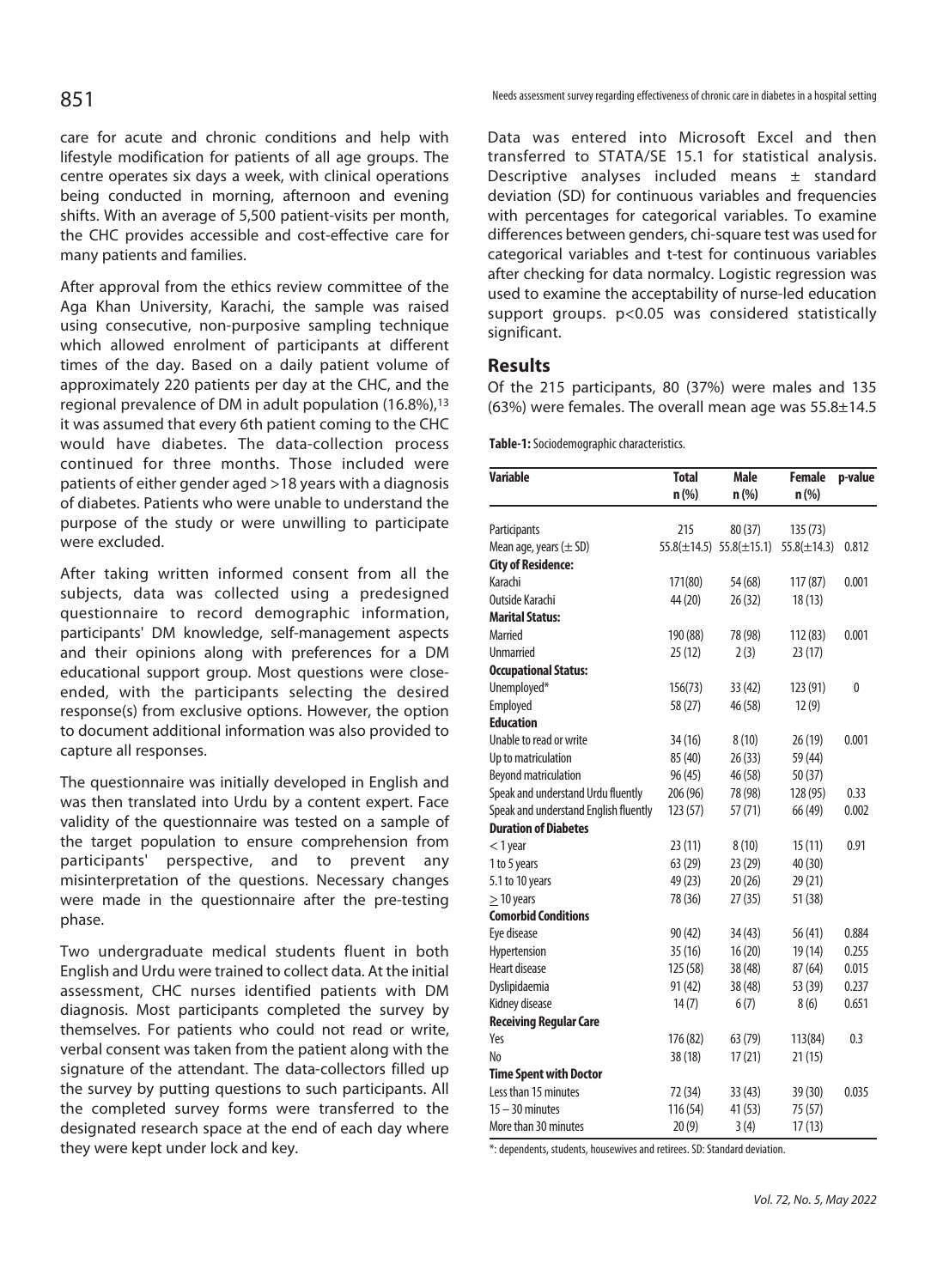care for acute and chronic conditions and help with lifestyle modification for patients of all age groups. The centre operates six days a week, with clinical operations being conducted in morning, afternoon and evening shifts. With an average of 5,500 patient-visits per month, the CHC provides accessible and cost-effective care for many patients and families.

After approval from the ethics review committee of the Aga Khan University, Karachi, the sample was raised using consecutive, non-purposive sampling technique which allowed enrolment of participants at different times of the day. Based on a daily patient volume of approximately 220 patients per day at the CHC, and the regional prevalence of DM in adult population (16.8%),[13] it was assumed that every 6th patient coming to the CHC would have diabetes. The data-collection process continued for three months. Those included were patients of either gender aged >18 years with a diagnosis of diabetes. Patients who were unable to understand the purpose of the study or were unwilling to participate were excluded.

After taking written informed consent from all the subjects, data was collected using a predesigned questionnaire to record demographic information, participants' DM knowledge, self-management aspects and their opinions along with preferences for a DM educational support group. Most questions were close-ended, with the participants selecting the desired response(s) from exclusive options. However, the option to document additional information was also provided to capture all responses.

The questionnaire was initially developed in English and was then translated into Urdu by a content expert. Face validity of the questionnaire was tested on a sample of the target population to ensure comprehension from participants' perspective, and to prevent any misinterpretation of the questions. Necessary changes were made in the questionnaire after the pre-testing phase.

Two undergraduate medical students fluent in both English and Urdu were trained to collect data. At the initial assessment, CHC nurses identified patients with DM diagnosis. Most participants completed the survey by themselves. For patients who could not read or write, verbal consent was taken from the patient along with the signature of the attendant. The data-collectors filled up the survey by putting questions to such participants. All the completed survey forms were transferred to the designated research space at the end of each day where they were kept under lock and key.

Data was entered into Microsoft Excel and then transferred to STATA/SE 15.1 for statistical analysis. Descriptive analyses included means ± standard deviation (SD) for continuous variables and frequencies with percentages for categorical variables. To examine differences between genders, chi-square test was used for categorical variables and t-test for continuous variables after checking for data normalcy. Logistic regression was used to examine the acceptability of nurse-led education support groups. $p<0.05$ was considered statistically significant.

## Results

Of the 215 participants, 80 (37%) were males and 135 (63%) were females. The overall mean age was 55.8±14.5

**Table-1:** Sociodemographic characteristics.

| Variable | Total n (%) | Male n (%) | Female n (%) | p-value |
|---|---|---|---|---|
| Participants | 215 | 80 (37) | 135 (73) | |
| Mean age, years (± SD) | 55.8(±14.5) | 55.8(±15.1) | 55.8(±14.3) | 0.812 |
| **City of Residence:** | | | | |
| Karachi | 171(80) | 54 (68) | 117 (87) | 0.001 |
| Outside Karachi | 44 (20) | 26 (32) | 18 (13) | |
| **Marital Status:** | | | | |
| Married | 190 (88) | 78 (98) | 112 (83) | 0.001 |
| Unmarried | 25 (12) | 2 (3) | 23 (17) | |
| **Occupational Status:** | | | | |
| Unemployed* | 156(73) | 33 (42) | 123 (91) | 0 |
| Employed | 58 (27) | 46 (58) | 12 (9) | |
| **Education** | | | | |
| Unable to read or write | 34 (16) | 8 (10) | 26 (19) | 0.001 |
| Up to matriculation | 85 (40) | 26 (33) | 59 (44) | |
| Beyond matriculation | 96 (45) | 46 (58) | 50 (37) | |
| Speak and understand Urdu fluently | 206 (96) | 78 (98) | 128 (95) | 0.33 |
| Speak and understand English fluently | 123 (57) | 57 (71) | 66 (49) | 0.002 |
| **Duration of Diabetes** | | | | |
| < 1 year | 23 (11) | 8 (10) | 15 (11) | 0.91 |
| 1 to 5 years | 63 (29) | 23 (29) | 40 (30) | |
| 5.1 to 10 years | 49 (23) | 20 (26) | 29 (21) | |
| ≥ 10 years | 78 (36) | 27 (35) | 51 (38) | |
| **Comorbid Conditions** | | | | |
| Eye disease | 90 (42) | 34 (43) | 56 (41) | 0.884 |
| Hypertension | 35 (16) | 16 (20) | 19 (14) | 0.255 |
| Heart disease | 125 (58) | 38 (48) | 87 (64) | 0.015 |
| Dyslipidaemia | 91 (42) | 38 (48) | 53 (39) | 0.237 |
| Kidney disease | 14 (7) | 6 (7) | 8 (6) | 0.651 |
| **Receiving Regular Care** | | | | |
| Yes | 176 (82) | 63 (79) | 113(84) | 0.3 |
| No | 38 (18) | 17 (21) | 21 (15) | |
| **Time Spent with Doctor** | | | | |
| Less than 15 minutes | 72 (34) | 33 (43) | 39 (30) | 0.035 |
| 15 – 30 minutes | 116 (54) | 41 (53) | 75 (57) | |
| More than 30 minutes | 20 (9) | 3 (4) | 17 (13) | |

*: dependents, students, housewives and retirees. SD: Standard deviation.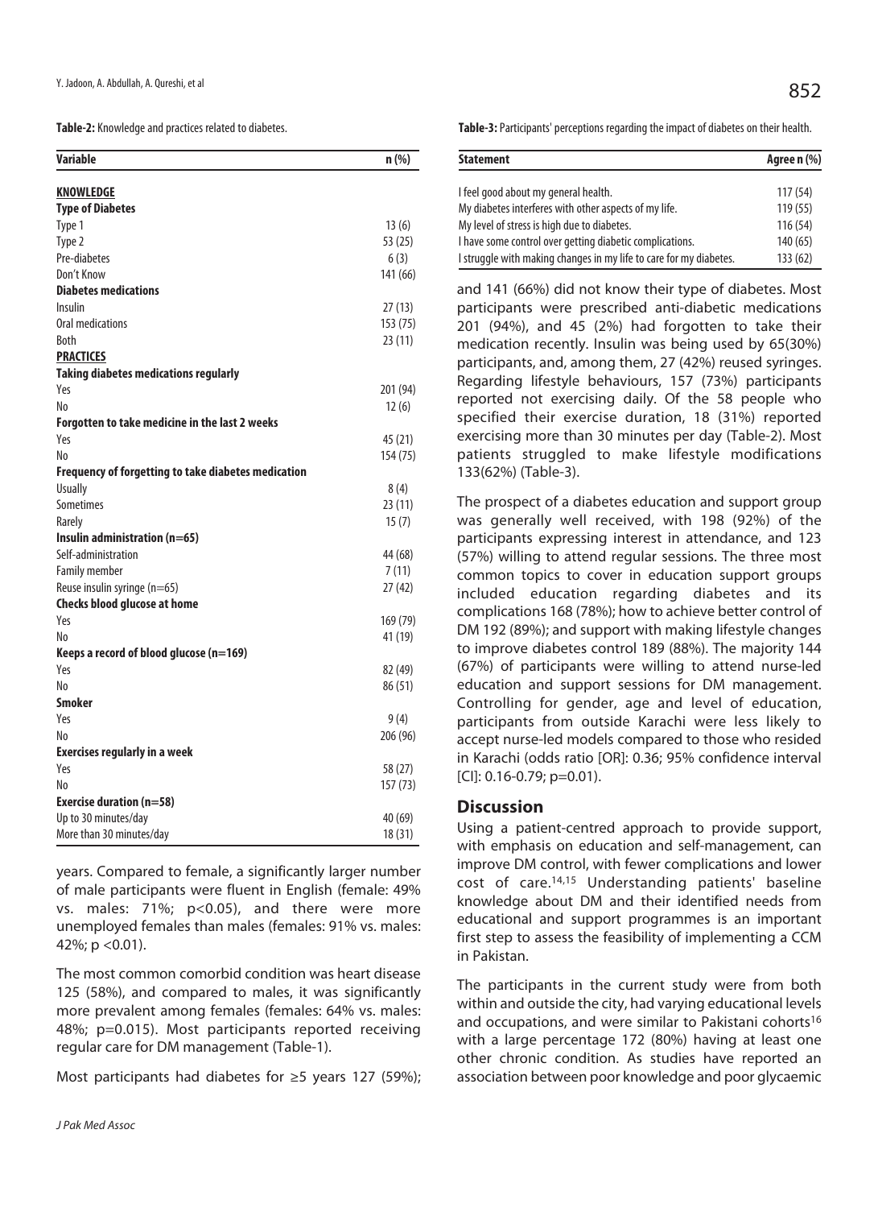**Table-2:** Knowledge and practices related to diabetes.

| Variable | n (%) |
|---|---|
| **KNOWLEDGE** | |
| **Type of Diabetes** | |
| Type 1 | 13 (6) |
| Type 2 | 53 (25) |
| Pre-diabetes | 6 (3) |
| Don't Know | 141 (66) |
| **Diabetes medications** | |
| Insulin | 27 (13) |
| Oral medications | 153 (75) |
| Both | 23 (11) |
| **PRACTICES** | |
| **Taking diabetes medications regularly** | |
| Yes | 201 (94) |
| No | 12 (6) |
| **Forgotten to take medicine in the last 2 weeks** | |
| Yes | 45 (21) |
| No | 154 (75) |
| **Frequency of forgetting to take diabetes medication** | |
| Usually | 8 (4) |
| Sometimes | 23 (11) |
| Rarely | 15 (7) |
| **Insulin administration (n=65)** | |
| Self-administration | 44 (68) |
| Family member | 7 (11) |
| Reuse insulin syringe (n=65) | 27 (42) |
| **Checks blood glucose at home** | |
| Yes | 169 (79) |
| No | 41 (19) |
| **Keeps a record of blood glucose (n=169)** | |
| Yes | 82 (49) |
| No | 86 (51) |
| **Smoker** | |
| Yes | 9 (4) |
| No | 206 (96) |
| **Exercises regularly in a week** | |
| Yes | 58 (27) |
| No | 157 (73) |
| **Exercise duration (n=58)** | |
| Up to 30 minutes/day | 40 (69) |
| More than 30 minutes/day | 18 (31) |

years. Compared to female, a significantly larger number of male participants were fluent in English (female: 49% vs. males: 71%; $p<0.05$), and there were more unemployed females than males (females: 91% vs. males: 42%; $p<0.01$).

The most common comorbid condition was heart disease 125 (58%), and compared to males, it was significantly more prevalent among females (females: 64% vs. males: 48%; $p=0.015$). Most participants reported receiving regular care for DM management (Table-1).

Most participants had diabetes for ≥5 years 127 (59%); and 141 (66%) did not know their type of diabetes. Most participants were prescribed anti-diabetic medications 201 (94%), and 45 (2%) had forgotten to take their medication recently. Insulin was being used by 65(30%) participants, and, among them, 27 (42%) reused syringes. Regarding lifestyle behaviours, 157 (73%) participants reported not exercising daily. Of the 58 people who specified their exercise duration, 18 (31%) reported exercising more than 30 minutes per day (Table-2). Most patients struggled to make lifestyle modifications 133(62%) (Table-3).

**Table-3:** Participants' perceptions regarding the impact of diabetes on their health.

| Statement | Agree n (%) |
|---|---|
| I feel good about my general health. | 117 (54) |
| My diabetes interferes with other aspects of my life. | 119 (55) |
| My level of stress is high due to diabetes. | 116 (54) |
| I have some control over getting diabetic complications. | 140 (65) |
| I struggle with making changes in my life to care for my diabetes. | 133 (62) |

The prospect of a diabetes education and support group was generally well received, with 198 (92%) of the participants expressing interest in attendance, and 123 (57%) willing to attend regular sessions. The three most common topics to cover in education support groups included education regarding diabetes and its complications 168 (78%); how to achieve better control of DM 192 (89%); and support with making lifestyle changes to improve diabetes control 189 (88%). The majority 144 (67%) of participants were willing to attend nurse-led education and support sessions for DM management. Controlling for gender, age and level of education, participants from outside Karachi were less likely to accept nurse-led models compared to those who resided in Karachi (odds ratio [OR]: 0.36; 95% confidence interval [CI]: 0.16-0.79; $p=0.01$).

## Discussion

Using a patient-centred approach to provide support, with emphasis on education and self-management, can improve DM control, with fewer complications and lower cost of care.[14,15] Understanding patients' baseline knowledge about DM and their identified needs from educational and support programmes is an important first step to assess the feasibility of implementing a CCM in Pakistan.

The participants in the current study were from both within and outside the city, had varying educational levels and occupations, and were similar to Pakistani cohorts[16] with a large percentage 172 (80%) having at least one other chronic condition. As studies have reported an association between poor knowledge and poor glycaemic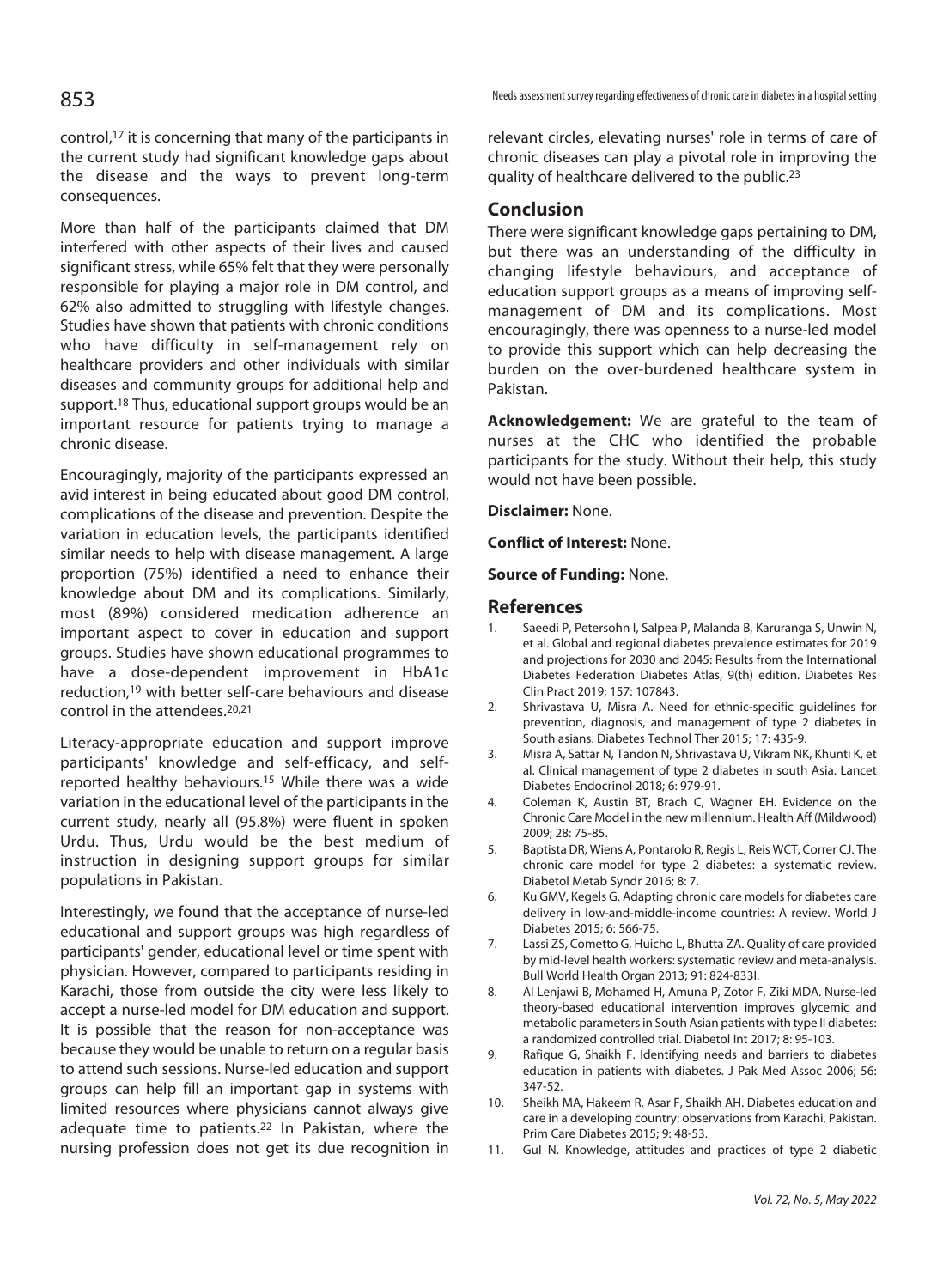control,[17] it is concerning that many of the participants in the current study had significant knowledge gaps about the disease and the ways to prevent long-term consequences.

More than half of the participants claimed that DM interfered with other aspects of their lives and caused significant stress, while 65% felt that they were personally responsible for playing a major role in DM control, and 62% also admitted to struggling with lifestyle changes. Studies have shown that patients with chronic conditions who have difficulty in self-management rely on healthcare providers and other individuals with similar diseases and community groups for additional help and support.[18] Thus, educational support groups would be an important resource for patients trying to manage a chronic disease.

Encouragingly, majority of the participants expressed an avid interest in being educated about good DM control, complications of the disease and prevention. Despite the variation in education levels, the participants identified similar needs to help with disease management. A large proportion (75%) identified a need to enhance their knowledge about DM and its complications. Similarly, most (89%) considered medication adherence an important aspect to cover in education and support groups. Studies have shown educational programmes to have a dose-dependent improvement in HbA1c reduction,[19] with better self-care behaviours and disease control in the attendees.[20,21]

Literacy-appropriate education and support improve participants' knowledge and self-efficacy, and self-reported healthy behaviours.[15] While there was a wide variation in the educational level of the participants in the current study, nearly all (95.8%) were fluent in spoken Urdu. Thus, Urdu would be the best medium of instruction in designing support groups for similar populations in Pakistan.

Interestingly, we found that the acceptance of nurse-led educational and support groups was high regardless of participants' gender, educational level or time spent with physician. However, compared to participants residing in Karachi, those from outside the city were less likely to accept a nurse-led model for DM education and support. It is possible that the reason for non-acceptance was because they would be unable to return on a regular basis to attend such sessions. Nurse-led education and support groups can help fill an important gap in systems with limited resources where physicians cannot always give adequate time to patients.[22] In Pakistan, where the nursing profession does not get its due recognition in relevant circles, elevating nurses' role in terms of care of chronic diseases can play a pivotal role in improving the quality of healthcare delivered to the public.[23]

## Conclusion

There were significant knowledge gaps pertaining to DM, but there was an understanding of the difficulty in changing lifestyle behaviours, and acceptance of education support groups as a means of improving self-management of DM and its complications. Most encouragingly, there was openness to a nurse-led model to provide this support which can help decreasing the burden on the over-burdened healthcare system in Pakistan.

**Acknowledgement:** We are grateful to the team of nurses at the CHC who identified the probable participants for the study. Without their help, this study would not have been possible.

**Disclaimer:** None.

**Conflict of Interest:** None.

**Source of Funding:** None.

## References

1. Saeedi P, Petersohn I, Salpea P, Malanda B, Karuranga S, Unwin N, et al. Global and regional diabetes prevalence estimates for 2019 and projections for 2030 and 2045: Results from the International Diabetes Federation Diabetes Atlas, 9(th) edition. Diabetes Res Clin Pract 2019; 157: 107843.
2. Shrivastava U, Misra A. Need for ethnic-specific guidelines for prevention, diagnosis, and management of type 2 diabetes in South asians. Diabetes Technol Ther 2015; 17: 435-9.
3. Misra A, Sattar N, Tandon N, Shrivastava U, Vikram NK, Khunti K, et al. Clinical management of type 2 diabetes in south Asia. Lancet Diabetes Endocrinol 2018; 6: 979-91.
4. Coleman K, Austin BT, Brach C, Wagner EH. Evidence on the Chronic Care Model in the new millennium. Health Aff (Mildwood) 2009; 28: 75-85.
5. Baptista DR, Wiens A, Pontarolo R, Regis L, Reis WCT, Correr CJ. The chronic care model for type 2 diabetes: a systematic review. Diabetol Metab Syndr 2016; 8: 7.
6. Ku GMV, Kegels G. Adapting chronic care models for diabetes care delivery in low-and-middle-income countries: A review. World J Diabetes 2015; 6: 566-75.
7. Lassi ZS, Cometto G, Huicho L, Bhutta ZA. Quality of care provided by mid-level health workers: systematic review and meta-analysis. Bull World Health Organ 2013; 91: 824-833I.
8. Al Lenjawi B, Mohamed H, Amuna P, Zotor F, Ziki MDA. Nurse-led theory-based educational intervention improves glycemic and metabolic parameters in South Asian patients with type II diabetes: a randomized controlled trial. Diabetol Int 2017; 8: 95-103.
9. Rafique G, Shaikh F. Identifying needs and barriers to diabetes education in patients with diabetes. J Pak Med Assoc 2006; 56: 347-52.
10. Sheikh MA, Hakeem R, Asar F, Shaikh AH. Diabetes education and care in a developing country: observations from Karachi, Pakistan. Prim Care Diabetes 2015; 9: 48-53.
11. Gul N. Knowledge, attitudes and practices of type 2 diabetic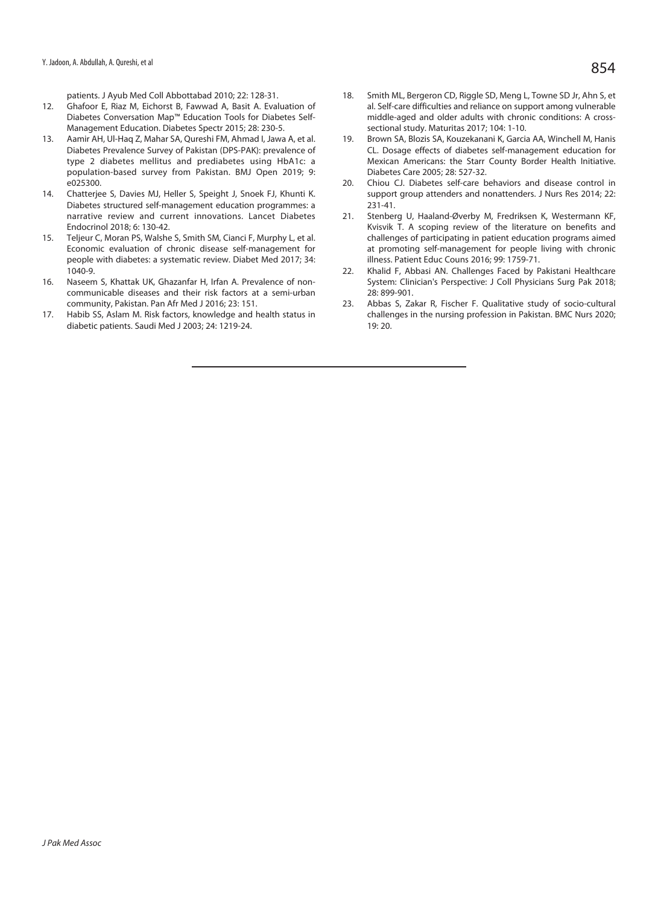patients. J Ayub Med Coll Abbottabad 2010; 22: 128-31.

12. Ghafoor E, Riaz M, Eichorst B, Fawwad A, Basit A. Evaluation of Diabetes Conversation Map™ Education Tools for Diabetes Self-Management Education. Diabetes Spectr 2015; 28: 230-5.
13. Aamir AH, Ul-Haq Z, Mahar SA, Qureshi FM, Ahmad I, Jawa A, et al. Diabetes Prevalence Survey of Pakistan (DPS-PAK): prevalence of type 2 diabetes mellitus and prediabetes using HbA1c: a population-based survey from Pakistan. BMJ Open 2019; 9: e025300.
14. Chatterjee S, Davies MJ, Heller S, Speight J, Snoek FJ, Khunti K. Diabetes structured self-management education programmes: a narrative review and current innovations. Lancet Diabetes Endocrinol 2018; 6: 130-42.
15. Teljeur C, Moran PS, Walshe S, Smith SM, Cianci F, Murphy L, et al. Economic evaluation of chronic disease self-management for people with diabetes: a systematic review. Diabet Med 2017; 34: 1040-9.
16. Naseem S, Khattak UK, Ghazanfar H, Irfan A. Prevalence of non-communicable diseases and their risk factors at a semi-urban community, Pakistan. Pan Afr Med J 2016; 23: 151.
17. Habib SS, Aslam M. Risk factors, knowledge and health status in diabetic patients. Saudi Med J 2003; 24: 1219-24.
18. Smith ML, Bergeron CD, Riggle SD, Meng L, Towne SD Jr, Ahn S, et al. Self-care difficulties and reliance on support among vulnerable middle-aged and older adults with chronic conditions: A cross-sectional study. Maturitas 2017; 104: 1-10.
19. Brown SA, Blozis SA, Kouzekanani K, Garcia AA, Winchell M, Hanis CL. Dosage effects of diabetes self-management education for Mexican Americans: the Starr County Border Health Initiative. Diabetes Care 2005; 28: 527-32.
20. Chiou CJ. Diabetes self-care behaviors and disease control in support group attenders and nonattenders. J Nurs Res 2014; 22: 231-41.
21. Stenberg U, Haaland-Øverby M, Fredriksen K, Westermann KF, Kvisvik T. A scoping review of the literature on benefits and challenges of participating in patient education programs aimed at promoting self-management for people living with chronic illness. Patient Educ Couns 2016; 99: 1759-71.
22. Khalid F, Abbasi AN. Challenges Faced by Pakistani Healthcare System: Clinician's Perspective: J Coll Physicians Surg Pak 2018; 28: 899-901.
23. Abbas S, Zakar R, Fischer F. Qualitative study of socio-cultural challenges in the nursing profession in Pakistan. BMC Nurs 2020; 19: 20.